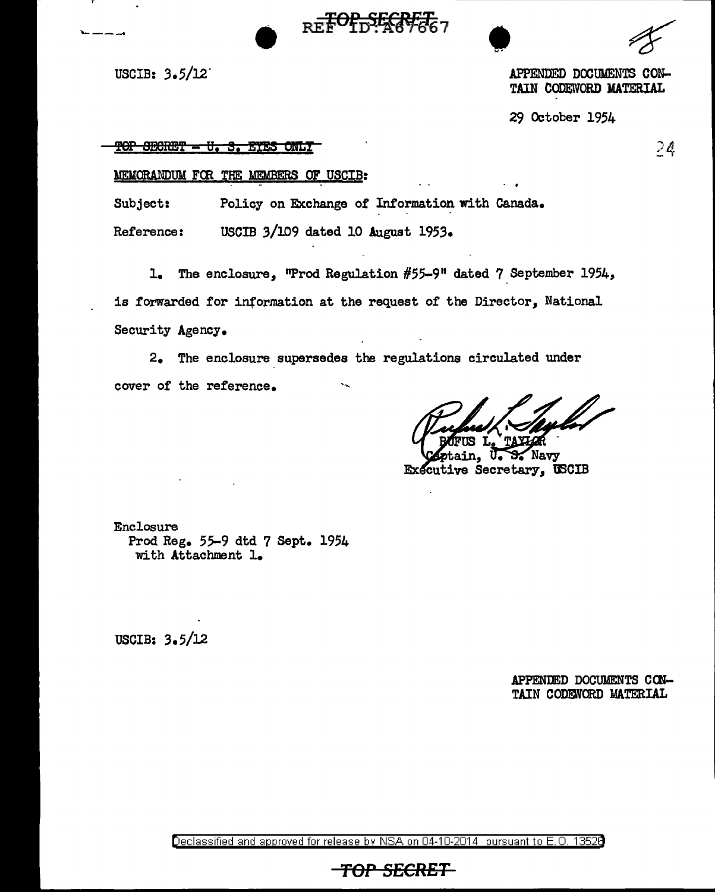USCIB: 3.5/12

APPENDED DOCUMENTS CONTAIN CODEWORD MATERIAL

29 October 1954

~~TOP SECRET - U. S. EYES ONLY~~

MEMORANDUM FOR THE MEMBERS OF USCIB:

Subject: Policy on Exchange of Information with Canada.

Reference: USCIB 3/109 dated 10 August 1953.

1. The enclosure, "Prod Regulation #55-9" dated 7 September 1954, is forwarded for information at the request of the Director, National Security Agency.

2. The enclosure supersedes the regulations circulated under cover of the reference.

RUFUS L. TAYLOR
Captain, U. S. Navy
Executive Secretary, USCIB

Enclosure
Prod Reg. 55-9 dtd 7 Sept. 1954
with Attachment 1.

USCIB: 3.5/12

APPENDED DOCUMENTS CONTAIN CODEWORD MATERIAL

Declassified and approved for release by NSA on 04-10-2014 pursuant to E.O. 13526

TOP SECRET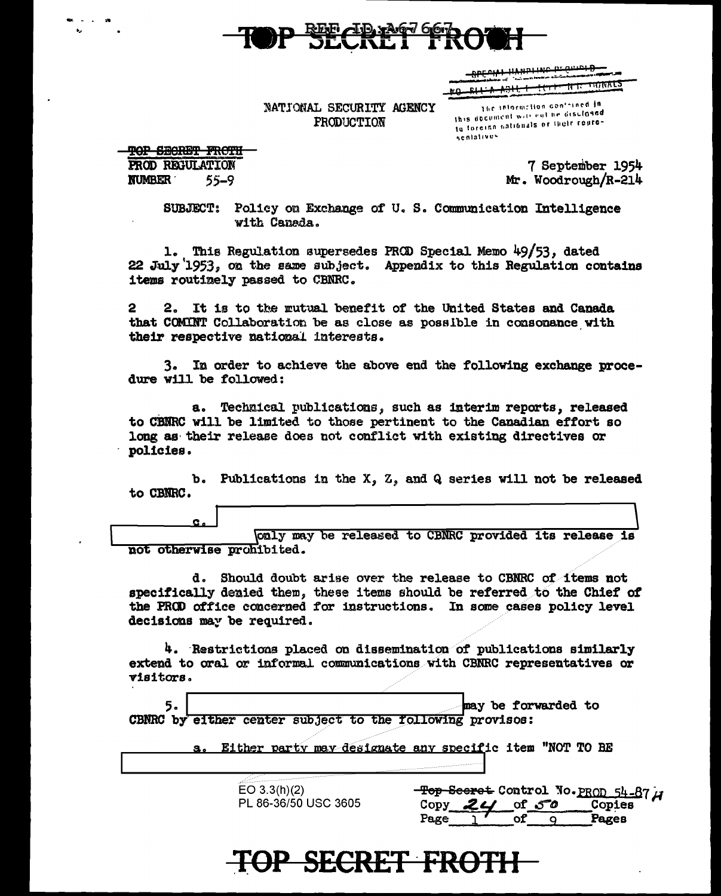TOP SECRET FROTH

SPECIAL HANDLING REQUIRED
NOT RELEASABLE TO FOREIGN NATIONALS
The information contained in this document will not be disclosed to foreign nationals or their representatives

NATIONAL SECURITY AGENCY
PRODUCTION

~~TOP SECRET FROTH~~
PROD REGULATION
NUMBER 55-9

7 September 1954
Mr. Woodrough/R-214

SUBJECT: Policy on Exchange of U. S. Communication Intelligence with Canada.

1. This Regulation supersedes PROD Special Memo 49/53, dated 22 July 1953, on the same subject. Appendix to this Regulation contains items routinely passed to CBNRC.

2. It is to the mutual benefit of the United States and Canada that COMINT Collaboration be as close as possible in consonance with their respective national interests.

3. In order to achieve the above end the following exchange procedure will be followed:

a. Technical publications, such as interim reports, released to CBNRC will be limited to those pertinent to the Canadian effort so long as their release does not conflict with existing directives or policies.

b. Publications in the X, Z, and Q series will not be released to CBNRC.

c. [REDACTED] only may be released to CBNRC provided its release is not otherwise prohibited.

d. Should doubt arise over the release to CBNRC of items not specifically denied them, these items should be referred to the Chief of the PROD office concerned for instructions. In some cases policy level decisions may be required.

4. Restrictions placed on dissemination of publications similarly extend to oral or informal communications with CBNRC representatives or visitors.

5. [REDACTED] may be forwarded to CBNRC by either center subject to the following provisos:

a. Either party may designate any specific item "NOT TO BE [REDACTED]

EO 3.3(h)(2)
PL 86-36/50 USC 3605

~~Top Secret~~ Control No. PROD 54-87 H
Copy 24 of 50 Copies
Page 1 of 9 Pages

TOP SECRET FROTH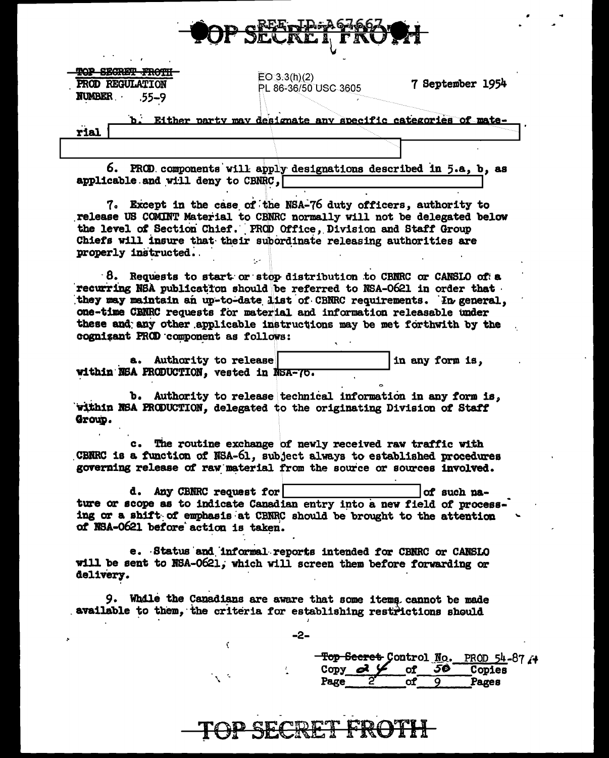TOP SECRET FROTH
PROD REGULATION
NUMBER 55-9

EO 3.3(h)(2)
PL 86-36/50 USC 3605

7 September 1954

b. Either party may designate any specific categories of material [redacted]

6. PROD components will apply designations described in 5.a, b, as applicable and will deny to CBNRC, [redacted]

7. Except in the case of the NSA-76 duty officers, authority to release US COMINT Material to CBNRC normally will not be delegated below the level of Section Chief. PROD Office, Division and Staff Group Chiefs will insure that their subordinate releasing authorities are properly instructed.

8. Requests to start or stop distribution to CBNRC or CANSLO of a recurring NSA publication should be referred to NSA-0621 in order that they may maintain an up-to-date list of CBNRC requirements. In general, one-time CBNRC requests for material and information releasable under these and any other applicable instructions may be met forthwith by the cognizant PROD component as follows:

a. Authority to release [redacted] in any form is, within NSA PRODUCTION, vested in NSA-76.

b. Authority to release technical information in any form is, within NSA PRODUCTION, delegated to the originating Division of Staff Group.

c. The routine exchange of newly received raw traffic with CBNRC is a function of NSA-61, subject always to established procedures governing release of raw material from the source or sources involved.

d. Any CBNRC request for [redacted] of such nature or scope as to indicate Canadian entry into a new field of processing or a shift of emphasis at CBNRC should be brought to the attention of NSA-0621 before action is taken.

e. Status and informal reports intended for CBNRC or CANSLO will be sent to NSA-0621, which will screen them before forwarding or delivery.

9. While the Canadians are aware that some items cannot be made available to them, the criteria for establishing restrictions should

Top Secret Control No. PROD 54-87
Copy 24 of 50 Copies
Page 2 of 9 Pages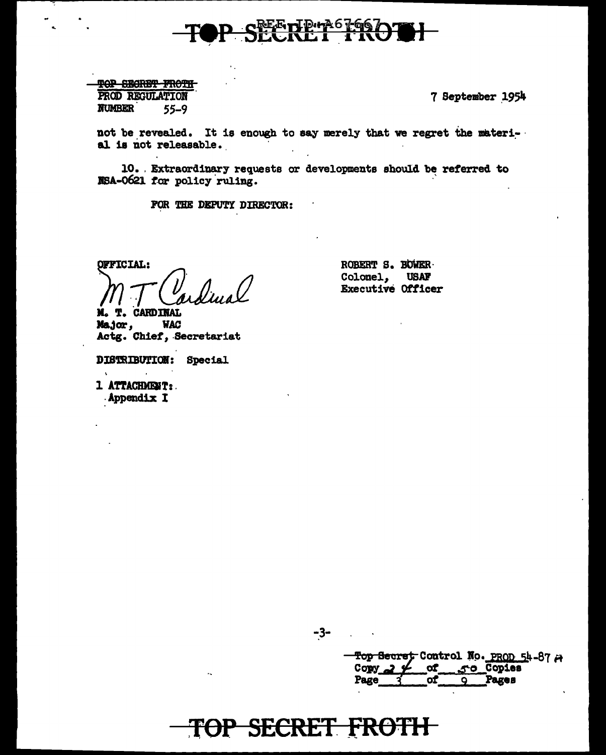~~TOP SECRET FROTH~~
PROD REGULATION
NUMBER 55-9

7 September 1954

not be revealed. It is enough to say merely that we regret the material is not releasable.

10. Extraordinary requests or developments should be referred to NSA-0621 for policy ruling.

FOR THE DEPUTY DIRECTOR:

OFFICIAL:

M T Cardinal

M. T. CARDINAL
Major, WAC
Actg. Chief, Secretariat

ROBERT S. BOWER
Colonel, USAF
Executive Officer

DISTRIBUTION: Special

1 ATTACHMENT:
Appendix I

~~Top Secret~~ Control No. PROD 54-87 A
Copy 24 of 50 Copies
Page 3 of 9 Pages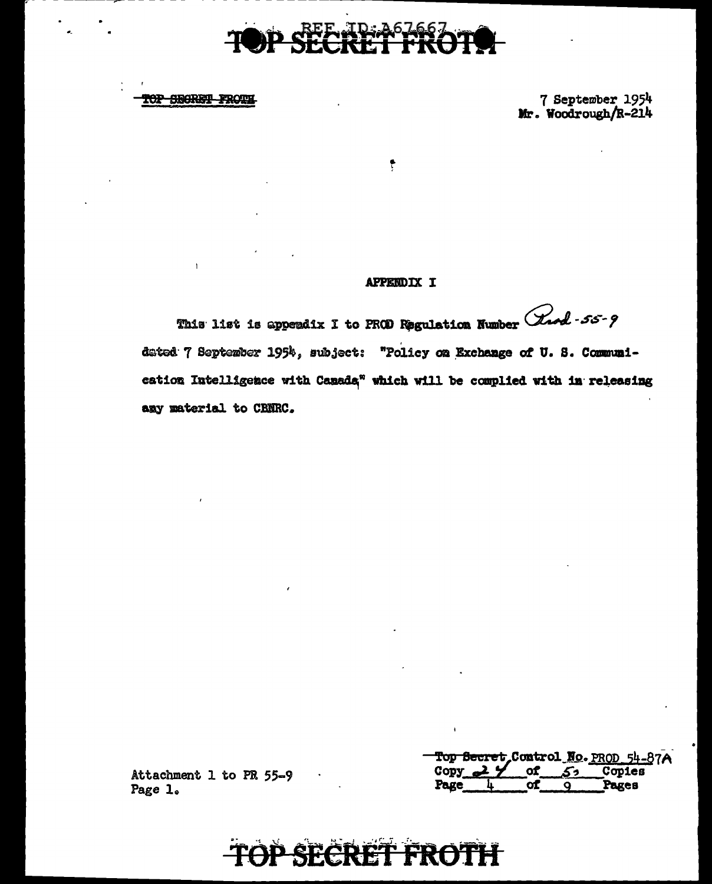TOP SECRET FROTH

7 September 1954
Mr. Woodrough/R-214

## APPENDIX I

This list is appendix I to PROD Regulation Number Prod-55-9 dated 7 September 1954, subject: "Policy on Exchange of U. S. Communication Intelligence with Canada" which will be complied with in releasing any material to CBNRC.

Attachment 1 to PR 55-9
Page 1.

Top Secret Control No. PROD 54-87A
Copy 24 of 55 Copies
Page 4 of 9 Pages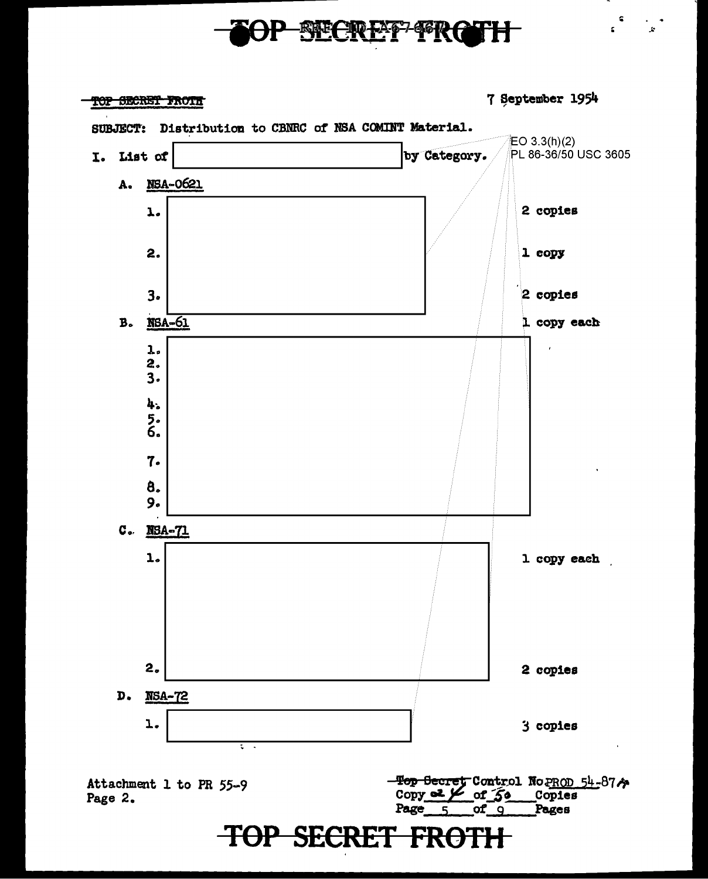~~TOP SECRET FROTH~~ 7 September 1954

SUBJECT: Distribution to CBNRC of NSA COMINT Material.

EO 3.3(h)(2)
PL 86-36/50 USC 3605

I. List of [redacted] by Category.

A. NSA-0621

1. [redacted] 2 copies

2. 1 copy

3. 2 copies

B. NSA-61 1 copy each

1. [redacted]
2.
3.
4.
5.
6.
7.
8.
9.

C. NSA-71

1. [redacted] 1 copy each

2. 2 copies

D. NSA-72

1. [redacted] 3 copies

Attachment 1 to PR 55-9
Page 2.

~~Top Secret~~ Control No PROD 54-87A
Copy 2 of 50 Copies
Page 5 of 9 Pages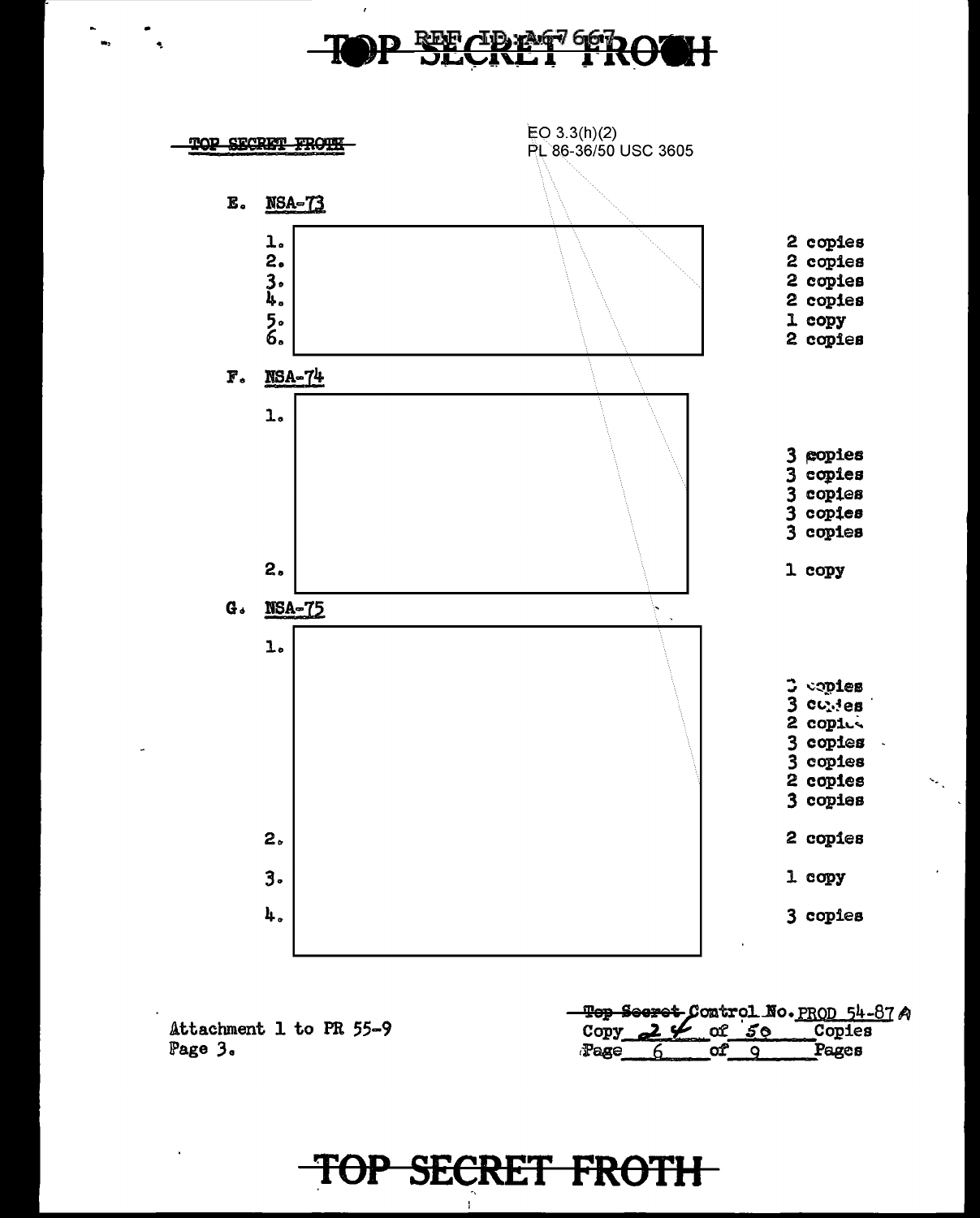TOP SECRET FROTH

EO 3.3(h)(2)
PL 86-36/50 USC 3605

E. NSA-73

1. 2 copies
2. 2 copies
3. 2 copies
4. 2 copies
5. 1 copy
6. 2 copies

F. NSA-74

1.
   3 copies
   3 copies
   3 copies
   3 copies
   3 copies
2. 1 copy

G. NSA-75

1.
   3 copies
   3 copies
   2 copies
   3 copies
   3 copies
   2 copies
   3 copies
2. 2 copies
3. 1 copy
4. 3 copies

Attachment 1 to PR 55-9
Page 3.

~~Top Secret~~ Control No. PROD 54-87 A
Copy 24 of 50 Copies
Page 6 of 9 Pages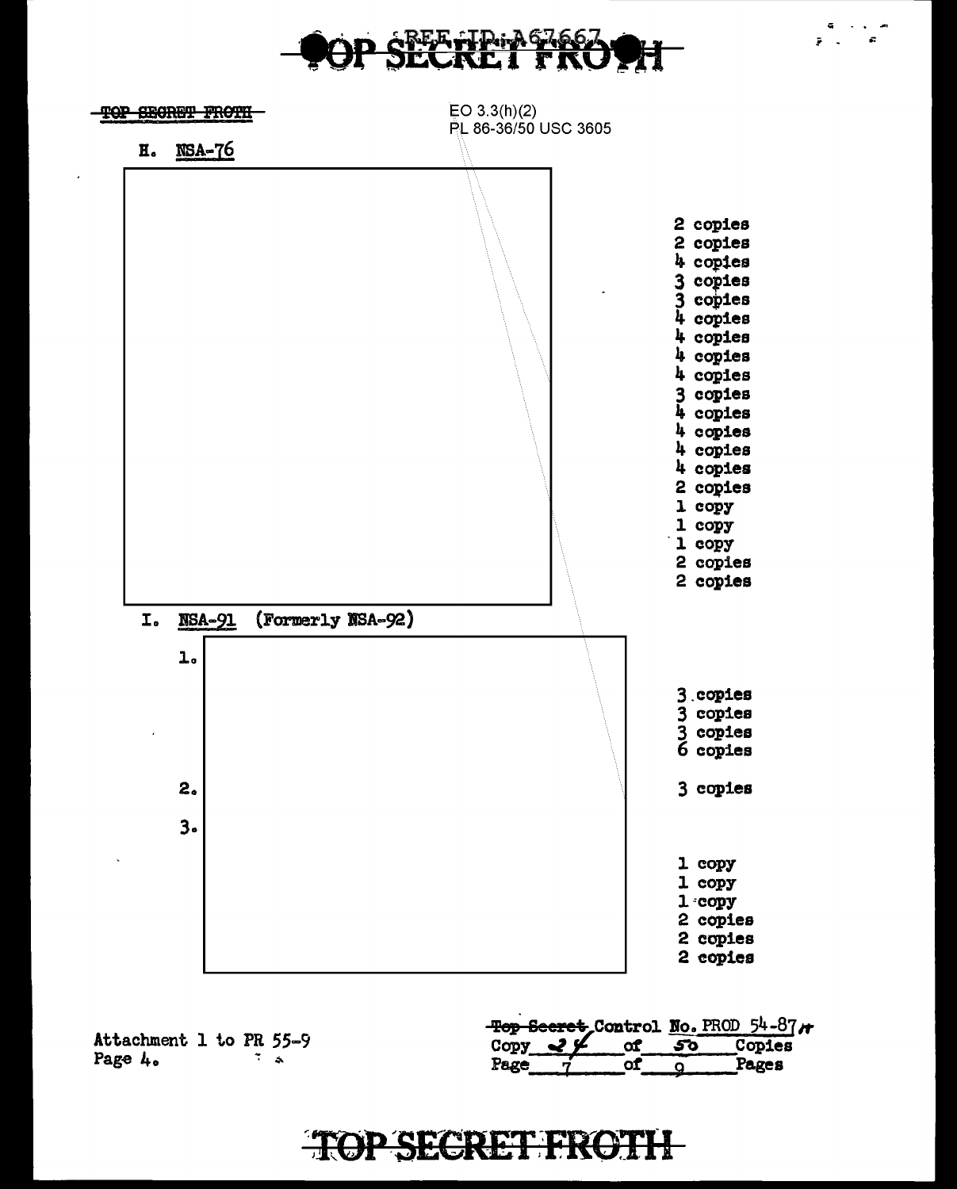TOP SECRET FROTH

EO 3.3(h)(2)
PL 86-36/50 USC 3605

H. NSA-76

2 copies
2 copies
4 copies
3 copies
3 copies
4 copies
4 copies
4 copies
4 copies
3 copies
4 copies
4 copies
4 copies
4 copies
2 copies
1 copy
1 copy
1 copy
2 copies
2 copies

I. NSA-91 (Formerly NSA-92)

1.

3 copies
3 copies
3 copies
6 copies

2. 3 copies

3.

1 copy
1 copy
1 copy
2 copies
2 copies
2 copies

Attachment 1 to PR 55-9
Page 4.

~~Top Secret~~ Control No. PROD 54-87 A
Copy 24 of 50 Copies
Page 7 of 9 Pages

TOP SECRET FROTH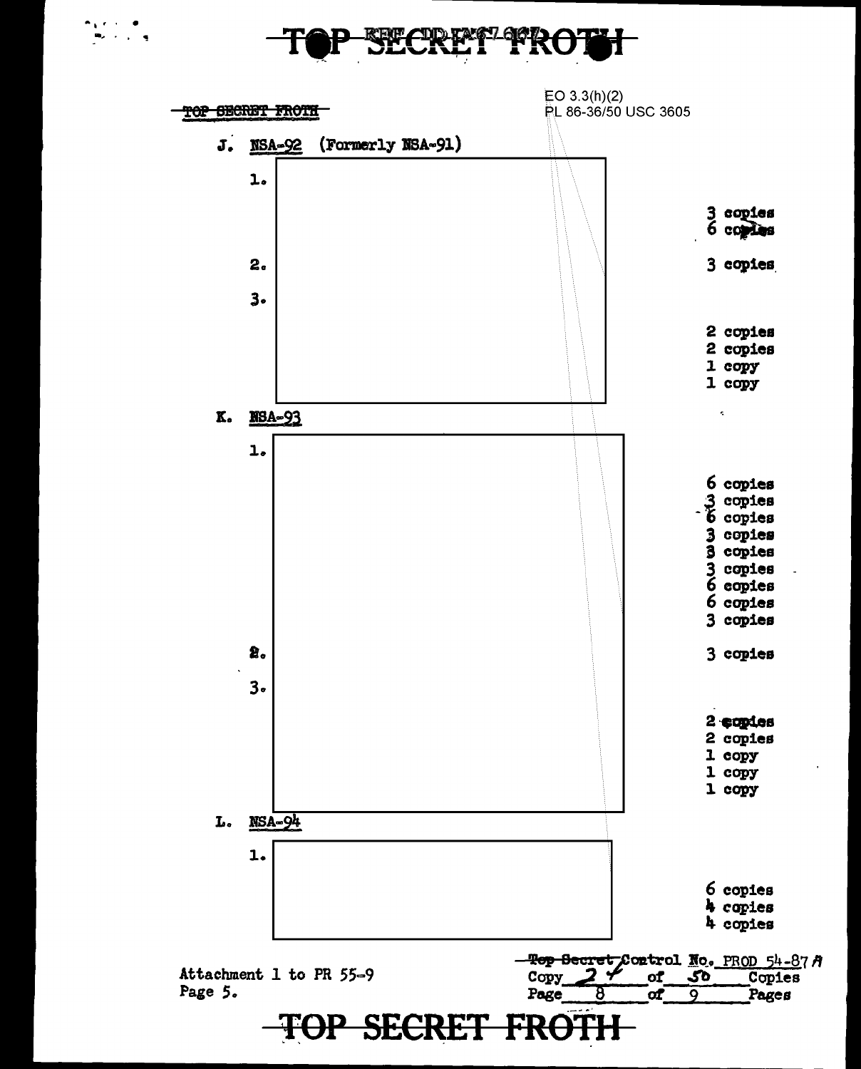TOP SECRET FROTH

EO 3.3(h)(2)
PL 86-36/50 USC 3605

J. NSA-92 (Formerly NSA-91)

1. 

3 copies
6 copies

2. 

3 copies

3. 

2 copies
2 copies
1 copy
1 copy

K. NSA-93

1. 

6 copies
3 copies
6 copies
3 copies
3 copies
3 copies
6 copies
6 copies
3 copies

2. 

3 copies

3. 

2 copies
2 copies
1 copy
1 copy
1 copy

L. NSA-94

1. 

6 copies
4 copies
4 copies

Attachment 1 to PR 55-9
Page 5.

Top Secret Control No. PROD 54-87 A
Copy 24 of 50 Copies
Page 8 of 9 Pages

TOP SECRET FROTH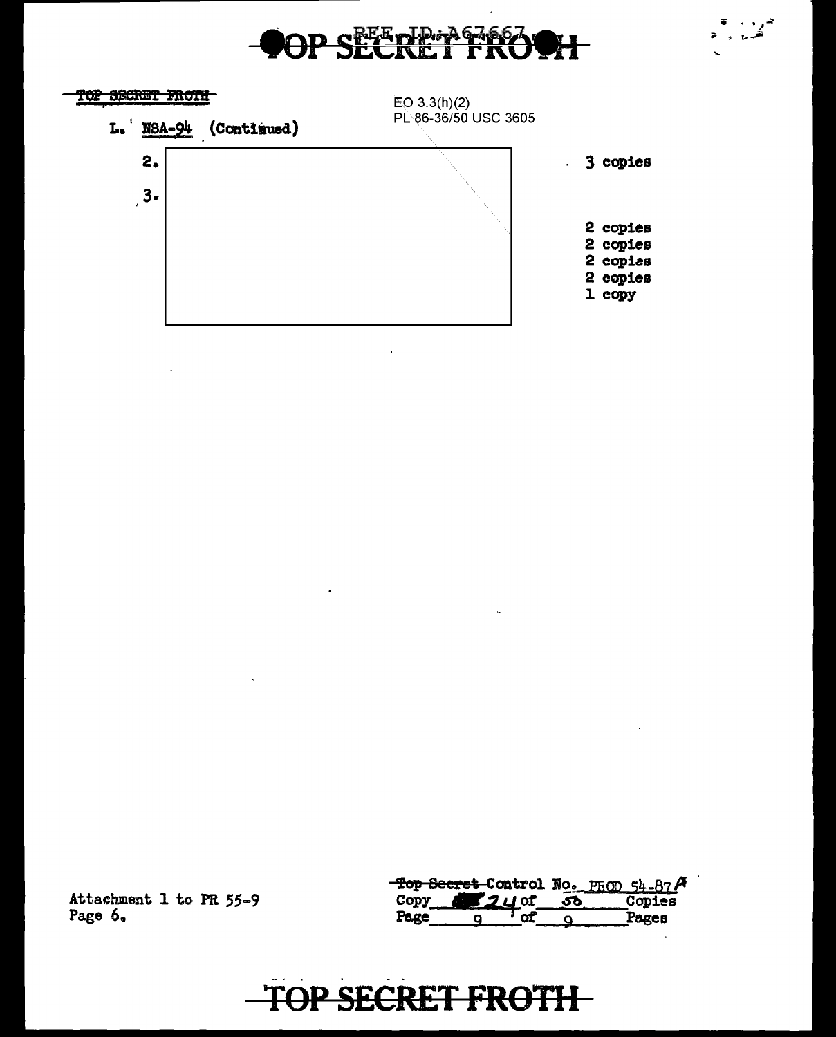TOP SECRET FROTH

EO 3.3(h)(2)
PL 86-36/50 USC 3605

L. NSA-94 (Continued)

2. 3 copies

3.

2 copies
2 copies
2 copies
2 copies
1 copy

Attachment 1 to PR 55-9
Page 6.

Top Secret Control No. PROD 54-87A
Copy 24 of 58 Copies
Page 9 of 9 Pages